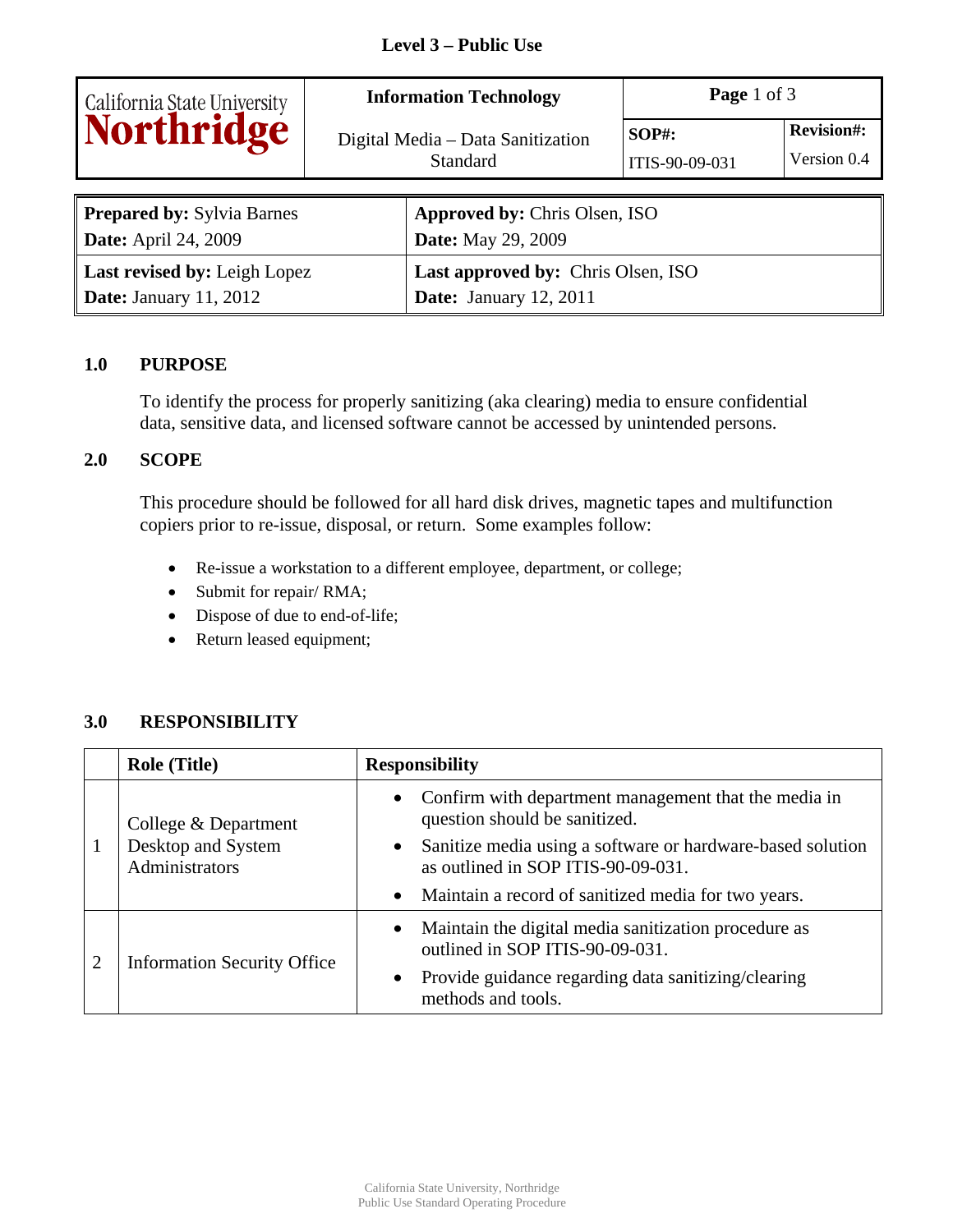**Level 3 – Public Use**

| California State University Northridge | **Information Technology**<br>Digital Media – Data Sanitization Standard | **Page** 1 of 3 | |
|---|---|---|---|
| | | **SOP#:**<br>ITIS-90-09-031 | **Revision#:**<br>Version 0.4 |

| | |
|---|---|
| **Prepared by:** Sylvia Barnes<br>**Date:** April 24, 2009 | **Approved by:** Chris Olsen, ISO<br>**Date:** May 29, 2009 |
| **Last revised by:** Leigh Lopez<br>**Date:** January 11, 2012 | **Last approved by:** Chris Olsen, ISO<br>**Date:** January 12, 2011 |

## 1.0 PURPOSE

To identify the process for properly sanitizing (aka clearing) media to ensure confidential data, sensitive data, and licensed software cannot be accessed by unintended persons.

## 2.0 SCOPE

This procedure should be followed for all hard disk drives, magnetic tapes and multifunction copiers prior to re-issue, disposal, or return. Some examples follow:

- Re-issue a workstation to a different employee, department, or college;
- Submit for repair/ RMA;
- Dispose of due to end-of-life;
- Return leased equipment;

## 3.0 RESPONSIBILITY

| | Role (Title) | Responsibility |
|---|---|---|
| 1 | College & Department Desktop and System Administrators | • Confirm with department management that the media in question should be sanitized.<br>• Sanitize media using a software or hardware-based solution as outlined in SOP ITIS-90-09-031.<br>• Maintain a record of sanitized media for two years. |
| 2 | Information Security Office | • Maintain the digital media sanitization procedure as outlined in SOP ITIS-90-09-031.<br>• Provide guidance regarding data sanitizing/clearing methods and tools. |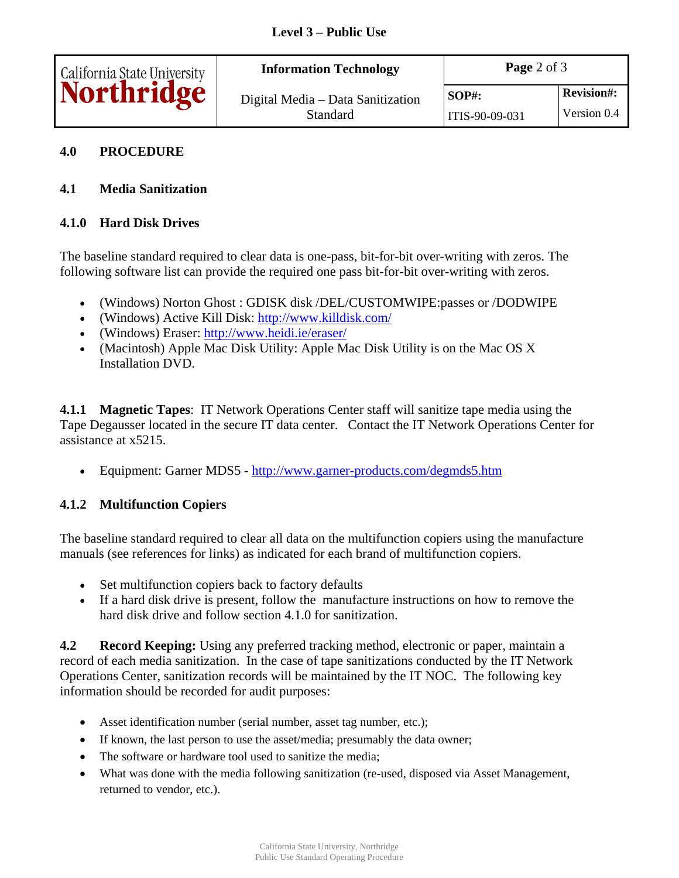## 4.0 PROCEDURE

### 4.1 Media Sanitization

#### 4.1.0 Hard Disk Drives

The baseline standard required to clear data is one-pass, bit-for-bit over-writing with zeros. The following software list can provide the required one pass bit-for-bit over-writing with zeros.

- (Windows) Norton Ghost : GDISK disk /DEL/CUSTOMWIPE:passes or /DODWIPE
- (Windows) Active Kill Disk: http://www.killdisk.com/
- (Windows) Eraser: http://www.heidi.ie/eraser/
- (Macintosh) Apple Mac Disk Utility: Apple Mac Disk Utility is on the Mac OS X Installation DVD.

**4.1.1 Magnetic Tapes**: IT Network Operations Center staff will sanitize tape media using the Tape Degausser located in the secure IT data center. Contact the IT Network Operations Center for assistance at x5215.

- Equipment: Garner MDS5 - http://www.garner-products.com/degmds5.htm

#### 4.1.2 Multifunction Copiers

The baseline standard required to clear all data on the multifunction copiers using the manufacture manuals (see references for links) as indicated for each brand of multifunction copiers.

- Set multifunction copiers back to factory defaults
- If a hard disk drive is present, follow the manufacture instructions on how to remove the hard disk drive and follow section 4.1.0 for sanitization.

**4.2 Record Keeping:** Using any preferred tracking method, electronic or paper, maintain a record of each media sanitization. In the case of tape sanitizations conducted by the IT Network Operations Center, sanitization records will be maintained by the IT NOC. The following key information should be recorded for audit purposes:

- Asset identification number (serial number, asset tag number, etc.);
- If known, the last person to use the asset/media; presumably the data owner;
- The software or hardware tool used to sanitize the media;
- What was done with the media following sanitization (re-used, disposed via Asset Management, returned to vendor, etc.).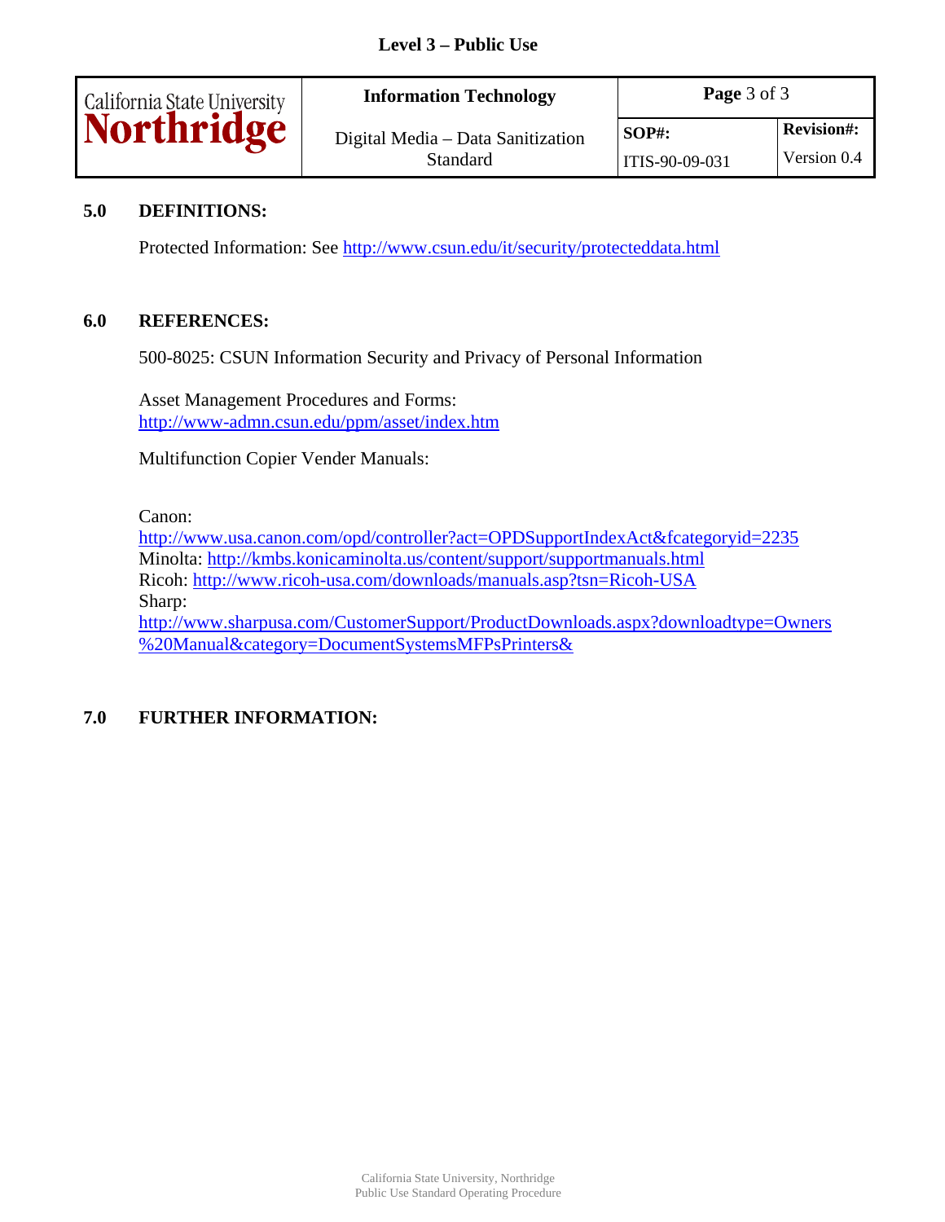## 5.0 DEFINITIONS:

Protected Information: See http://www.csun.edu/it/security/protecteddata.html

## 6.0 REFERENCES:

500-8025: CSUN Information Security and Privacy of Personal Information

Asset Management Procedures and Forms:
http://www-admn.csun.edu/ppm/asset/index.htm

Multifunction Copier Vender Manuals:

Canon:
http://www.usa.canon.com/opd/controller?act=OPDSupportIndexAct&fcategoryid=2235
Minolta: http://kmbs.konicaminolta.us/content/support/supportmanuals.html
Ricoh: http://www.ricoh-usa.com/downloads/manuals.asp?tsn=Ricoh-USA
Sharp:
http://www.sharpusa.com/CustomerSupport/ProductDownloads.aspx?downloadtype=Owners%20Manual&category=DocumentSystemsMFPsPrinters&

## 7.0 FURTHER INFORMATION: